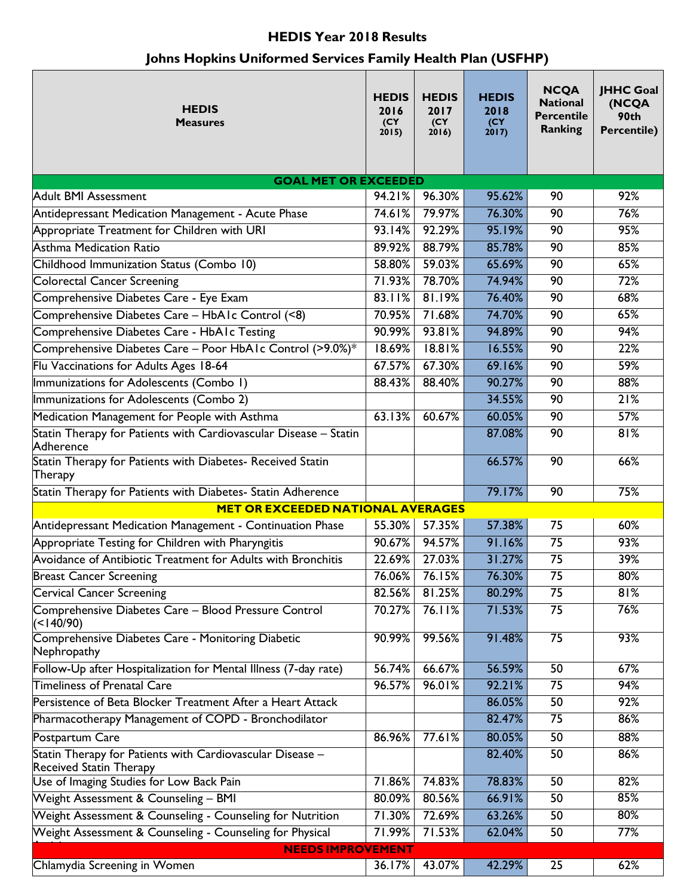# HEDIS Year 2018 Results

## Johns Hopkins Uniformed Services Family Health Plan (USFHP)

| HEDIS Measures | HEDIS 2016 (CY 2015) | HEDIS 2017 (CY 2016) | HEDIS 2018 (CY 2017) | NCQA National Percentile Ranking | JHHC Goal (NCQA 90th Percentile) |
|---|---|---|---|---|---|
| **GOAL MET OR EXCEEDED** | | | | | |
| Adult BMI Assessment | 94.21% | 96.30% | 95.62% | 90 | 92% |
| Antidepressant Medication Management - Acute Phase | 74.61% | 79.97% | 76.30% | 90 | 76% |
| Appropriate Treatment for Children with URI | 93.14% | 92.29% | 95.19% | 90 | 95% |
| Asthma Medication Ratio | 89.92% | 88.79% | 85.78% | 90 | 85% |
| Childhood Immunization Status (Combo 10) | 58.80% | 59.03% | 65.69% | 90 | 65% |
| Colorectal Cancer Screening | 71.93% | 78.70% | 74.94% | 90 | 72% |
| Comprehensive Diabetes Care - Eye Exam | 83.11% | 81.19% | 76.40% | 90 | 68% |
| Comprehensive Diabetes Care – HbA1c Control (<8) | 70.95% | 71.68% | 74.70% | 90 | 65% |
| Comprehensive Diabetes Care - HbA1c Testing | 90.99% | 93.81% | 94.89% | 90 | 94% |
| Comprehensive Diabetes Care – Poor HbA1c Control (>9.0%)* | 18.69% | 18.81% | 16.55% | 90 | 22% |
| Flu Vaccinations for Adults Ages 18-64 | 67.57% | 67.30% | 69.16% | 90 | 59% |
| Immunizations for Adolescents (Combo 1) | 88.43% | 88.40% | 90.27% | 90 | 88% |
| Immunizations for Adolescents (Combo 2) | | | 34.55% | 90 | 21% |
| Medication Management for People with Asthma | 63.13% | 60.67% | 60.05% | 90 | 57% |
| Statin Therapy for Patients with Cardiovascular Disease – Statin Adherence | | | 87.08% | 90 | 81% |
| Statin Therapy for Patients with Diabetes- Received Statin Therapy | | | 66.57% | 90 | 66% |
| Statin Therapy for Patients with Diabetes- Statin Adherence | | | 79.17% | 90 | 75% |
| **MET OR EXCEEDED NATIONAL AVERAGES** | | | | | |
| Antidepressant Medication Management - Continuation Phase | 55.30% | 57.35% | 57.38% | 75 | 60% |
| Appropriate Testing for Children with Pharyngitis | 90.67% | 94.57% | 91.16% | 75 | 93% |
| Avoidance of Antibiotic Treatment for Adults with Bronchitis | 22.69% | 27.03% | 31.27% | 75 | 39% |
| Breast Cancer Screening | 76.06% | 76.15% | 76.30% | 75 | 80% |
| Cervical Cancer Screening | 82.56% | 81.25% | 80.29% | 75 | 81% |
| Comprehensive Diabetes Care – Blood Pressure Control (<140/90) | 70.27% | 76.11% | 71.53% | 75 | 76% |
| Comprehensive Diabetes Care - Monitoring Diabetic Nephropathy | 90.99% | 99.56% | 91.48% | 75 | 93% |
| Follow-Up after Hospitalization for Mental Illness (7-day rate) | 56.74% | 66.67% | 56.59% | 50 | 67% |
| Timeliness of Prenatal Care | 96.57% | 96.01% | 92.21% | 75 | 94% |
| Persistence of Beta Blocker Treatment After a Heart Attack | | | 86.05% | 50 | 92% |
| Pharmacotherapy Management of COPD - Bronchodilator | | | 82.47% | 75 | 86% |
| Postpartum Care | 86.96% | 77.61% | 80.05% | 50 | 88% |
| Statin Therapy for Patients with Cardiovascular Disease – Received Statin Therapy | | | 82.40% | 50 | 86% |
| Use of Imaging Studies for Low Back Pain | 71.86% | 74.83% | 78.83% | 50 | 82% |
| Weight Assessment & Counseling – BMI | 80.09% | 80.56% | 66.91% | 50 | 85% |
| Weight Assessment & Counseling - Counseling for Nutrition | 71.30% | 72.69% | 63.26% | 50 | 80% |
| Weight Assessment & Counseling - Counseling for Physical Activity | 71.99% | 71.53% | 62.04% | 50 | 77% |
| **NEEDS IMPROVEMENT** | | | | | |
| Chlamydia Screening in Women | 36.17% | 43.07% | 42.29% | 25 | 62% |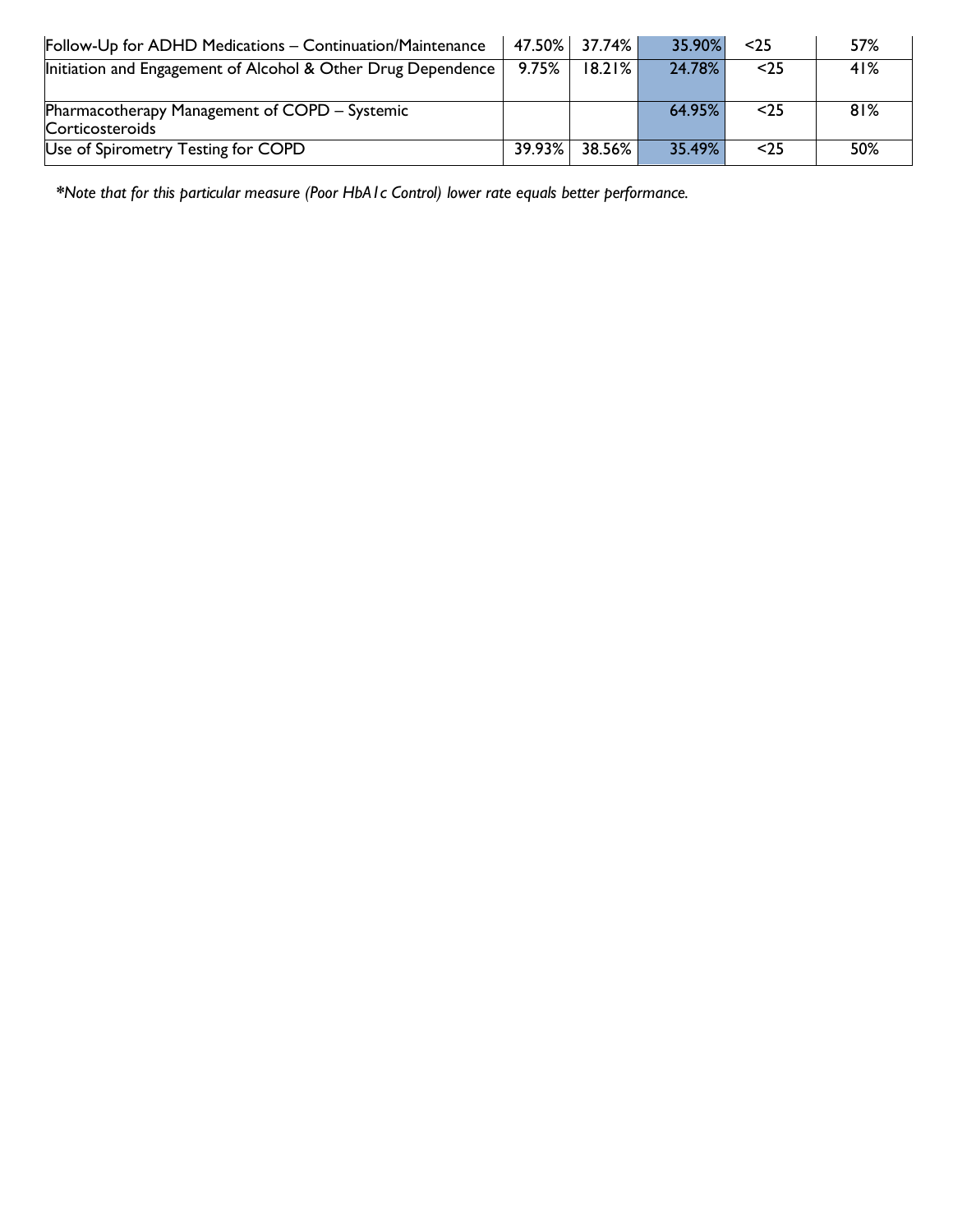| | | | | | |
|---|---|---|---|---|---|
| Follow-Up for ADHD Medications – Continuation/Maintenance | 47.50% | 37.74% | 35.90% | <25 | 57% |
| Initiation and Engagement of Alcohol & Other Drug Dependence | 9.75% | 18.21% | 24.78% | <25 | 41% |
| Pharmacotherapy Management of COPD – Systemic Corticosteroids | | | 64.95% | <25 | 81% |
| Use of Spirometry Testing for COPD | 39.93% | 38.56% | 35.49% | <25 | 50% |

*\*Note that for this particular measure (Poor HbA1c Control) lower rate equals better performance.*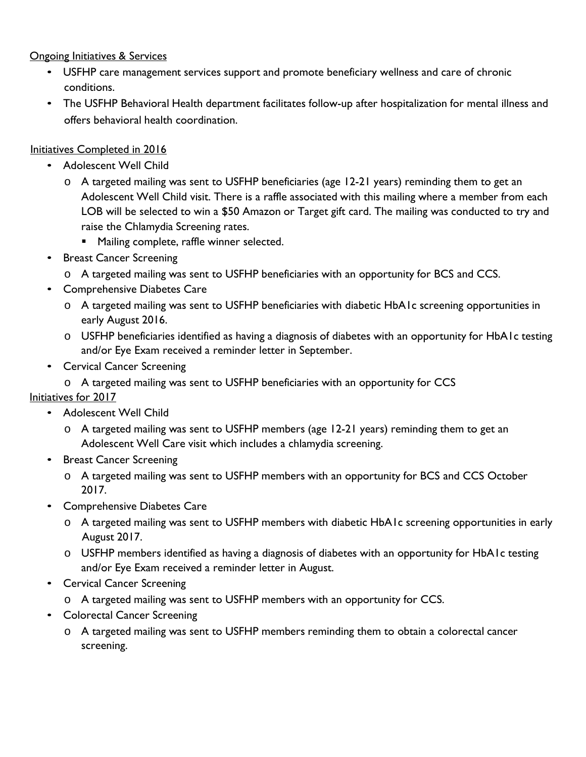Ongoing Initiatives & Services

- USFHP care management services support and promote beneficiary wellness and care of chronic conditions.
- The USFHP Behavioral Health department facilitates follow-up after hospitalization for mental illness and offers behavioral health coordination.

Initiatives Completed in 2016

- Adolescent Well Child
  - A targeted mailing was sent to USFHP beneficiaries (age 12-21 years) reminding them to get an Adolescent Well Child visit. There is a raffle associated with this mailing where a member from each LOB will be selected to win a $50 Amazon or Target gift card. The mailing was conducted to try and raise the Chlamydia Screening rates.
    - Mailing complete, raffle winner selected.
- Breast Cancer Screening
  - A targeted mailing was sent to USFHP beneficiaries with an opportunity for BCS and CCS.
- Comprehensive Diabetes Care
  - A targeted mailing was sent to USFHP beneficiaries with diabetic HbA1c screening opportunities in early August 2016.
  - USFHP beneficiaries identified as having a diagnosis of diabetes with an opportunity for HbA1c testing and/or Eye Exam received a reminder letter in September.
- Cervical Cancer Screening
  - A targeted mailing was sent to USFHP beneficiaries with an opportunity for CCS

Initiatives for 2017

- Adolescent Well Child
  - A targeted mailing was sent to USFHP members (age 12-21 years) reminding them to get an Adolescent Well Care visit which includes a chlamydia screening.
- Breast Cancer Screening
  - A targeted mailing was sent to USFHP members with an opportunity for BCS and CCS October 2017.
- Comprehensive Diabetes Care
  - A targeted mailing was sent to USFHP members with diabetic HbA1c screening opportunities in early August 2017.
  - USFHP members identified as having a diagnosis of diabetes with an opportunity for HbA1c testing and/or Eye Exam received a reminder letter in August.
- Cervical Cancer Screening
  - A targeted mailing was sent to USFHP members with an opportunity for CCS.
- Colorectal Cancer Screening
  - A targeted mailing was sent to USFHP members reminding them to obtain a colorectal cancer screening.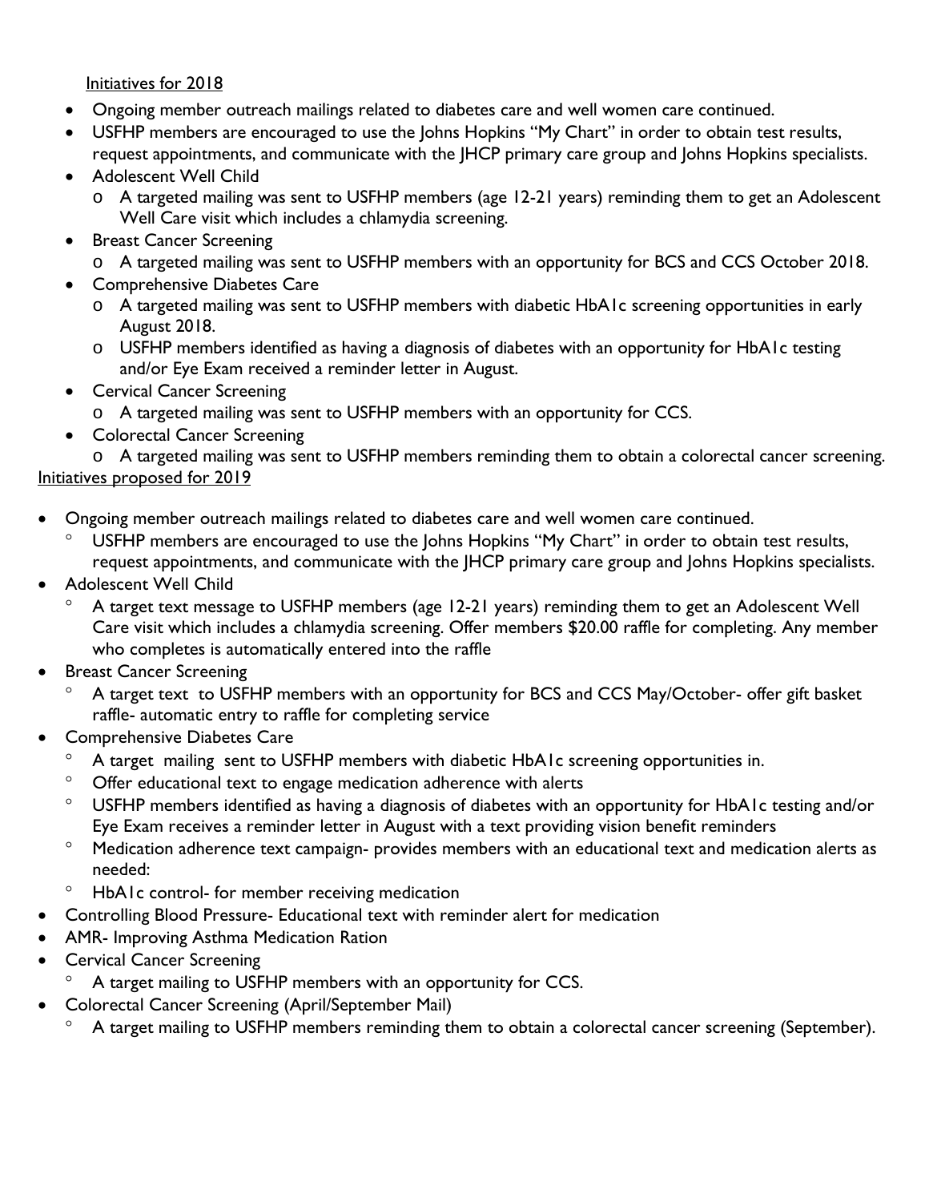Initiatives for 2018

- Ongoing member outreach mailings related to diabetes care and well women care continued.
- USFHP members are encouraged to use the Johns Hopkins "My Chart" in order to obtain test results, request appointments, and communicate with the JHCP primary care group and Johns Hopkins specialists.
- Adolescent Well Child
  - A targeted mailing was sent to USFHP members (age 12-21 years) reminding them to get an Adolescent Well Care visit which includes a chlamydia screening.
- Breast Cancer Screening
  - A targeted mailing was sent to USFHP members with an opportunity for BCS and CCS October 2018.
- Comprehensive Diabetes Care
  - A targeted mailing was sent to USFHP members with diabetic HbA1c screening opportunities in early August 2018.
  - USFHP members identified as having a diagnosis of diabetes with an opportunity for HbA1c testing and/or Eye Exam received a reminder letter in August.
- Cervical Cancer Screening
  - A targeted mailing was sent to USFHP members with an opportunity for CCS.
- Colorectal Cancer Screening
  - A targeted mailing was sent to USFHP members reminding them to obtain a colorectal cancer screening.

Initiatives proposed for 2019

- Ongoing member outreach mailings related to diabetes care and well women care continued.
  - USFHP members are encouraged to use the Johns Hopkins "My Chart" in order to obtain test results, request appointments, and communicate with the JHCP primary care group and Johns Hopkins specialists.
- Adolescent Well Child
  - A target text message to USFHP members (age 12-21 years) reminding them to get an Adolescent Well Care visit which includes a chlamydia screening. Offer members $20.00 raffle for completing. Any member who completes is automatically entered into the raffle
- Breast Cancer Screening
  - A target text to USFHP members with an opportunity for BCS and CCS May/October- offer gift basket raffle- automatic entry to raffle for completing service
- Comprehensive Diabetes Care
  - A target mailing sent to USFHP members with diabetic HbA1c screening opportunities in.
  - Offer educational text to engage medication adherence with alerts
  - USFHP members identified as having a diagnosis of diabetes with an opportunity for HbA1c testing and/or Eye Exam receives a reminder letter in August with a text providing vision benefit reminders
  - Medication adherence text campaign- provides members with an educational text and medication alerts as needed:
  - HbA1c control- for member receiving medication
- Controlling Blood Pressure- Educational text with reminder alert for medication
- AMR- Improving Asthma Medication Ration
- Cervical Cancer Screening
  - A target mailing to USFHP members with an opportunity for CCS.
- Colorectal Cancer Screening (April/September Mail)
  - A target mailing to USFHP members reminding them to obtain a colorectal cancer screening (September).